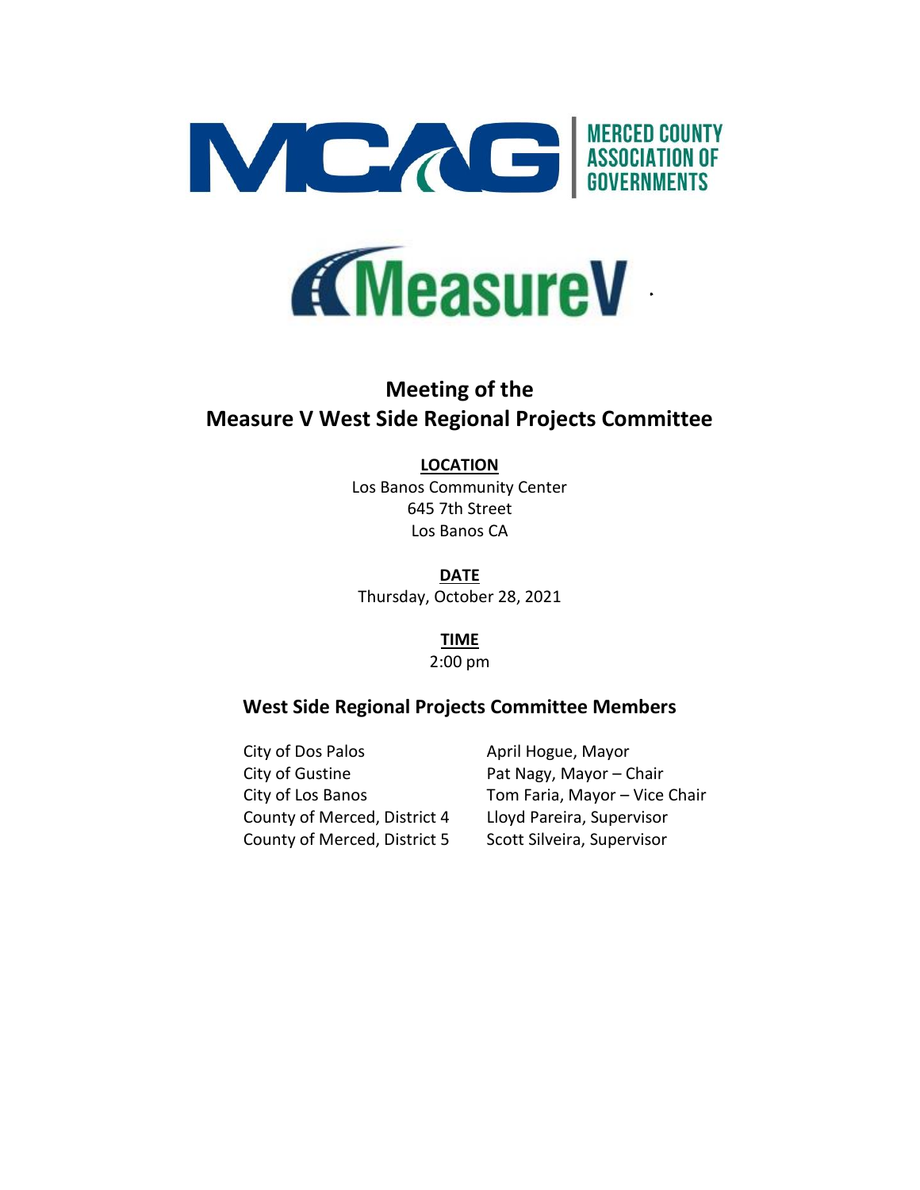MCAG | MERCED COUNTY ASSOCIATION OF GOVERNMENTS

MeasureV

# Meeting of the Measure V West Side Regional Projects Committee

**LOCATION**

Los Banos Community Center
645 7th Street
Los Banos CA

**DATE**

Thursday, October 28, 2021

**TIME**

2:00 pm

## West Side Regional Projects Committee Members

| | |
|---|---|
| City of Dos Palos | April Hogue, Mayor |
| City of Gustine | Pat Nagy, Mayor – Chair |
| City of Los Banos | Tom Faria, Mayor – Vice Chair |
| County of Merced, District 4 | Lloyd Pareira, Supervisor |
| County of Merced, District 5 | Scott Silveira, Supervisor |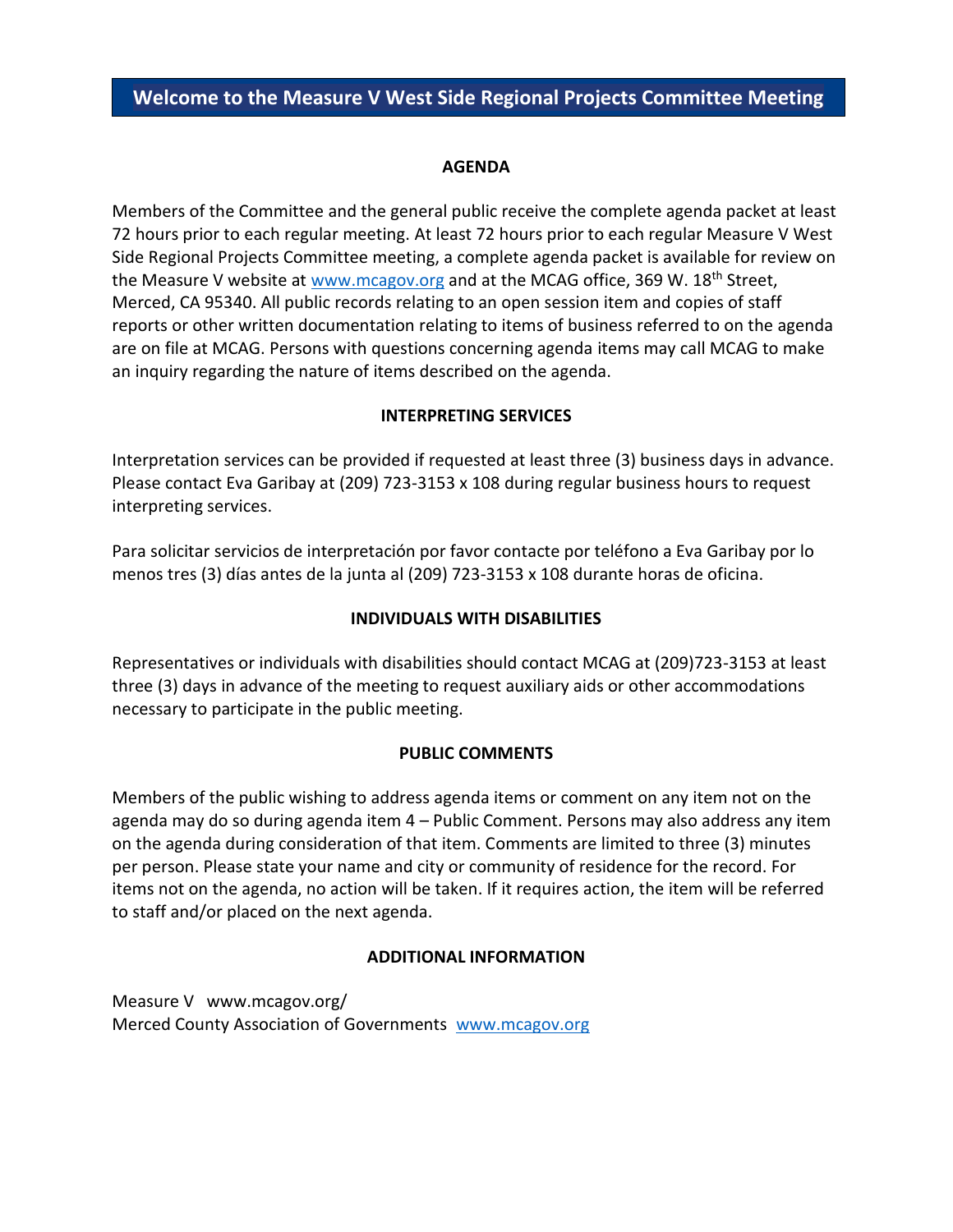# Welcome to the Measure V West Side Regional Projects Committee Meeting

## AGENDA

Members of the Committee and the general public receive the complete agenda packet at least 72 hours prior to each regular meeting. At least 72 hours prior to each regular Measure V West Side Regional Projects Committee meeting, a complete agenda packet is available for review on the Measure V website at www.mcagov.org and at the MCAG office, 369 W. 18th Street, Merced, CA 95340. All public records relating to an open session item and copies of staff reports or other written documentation relating to items of business referred to on the agenda are on file at MCAG. Persons with questions concerning agenda items may call MCAG to make an inquiry regarding the nature of items described on the agenda.

## INTERPRETING SERVICES

Interpretation services can be provided if requested at least three (3) business days in advance. Please contact Eva Garibay at (209) 723-3153 x 108 during regular business hours to request interpreting services.

Para solicitar servicios de interpretación por favor contacte por teléfono a Eva Garibay por lo menos tres (3) días antes de la junta al (209) 723-3153 x 108 durante horas de oficina.

## INDIVIDUALS WITH DISABILITIES

Representatives or individuals with disabilities should contact MCAG at (209)723-3153 at least three (3) days in advance of the meeting to request auxiliary aids or other accommodations necessary to participate in the public meeting.

## PUBLIC COMMENTS

Members of the public wishing to address agenda items or comment on any item not on the agenda may do so during agenda item 4 – Public Comment. Persons may also address any item on the agenda during consideration of that item. Comments are limited to three (3) minutes per person. Please state your name and city or community of residence for the record. For items not on the agenda, no action will be taken. If it requires action, the item will be referred to staff and/or placed on the next agenda.

## ADDITIONAL INFORMATION

Measure V www.mcagov.org/
Merced County Association of Governments www.mcagov.org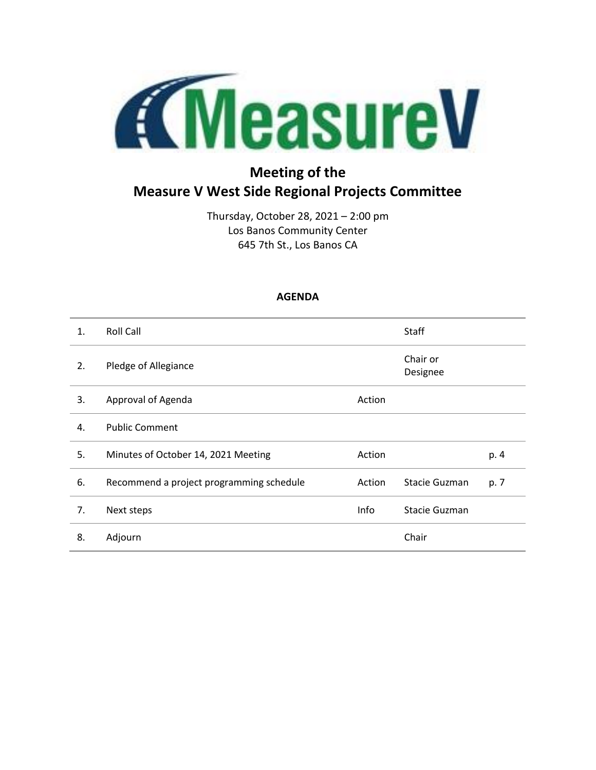# Meeting of the Measure V West Side Regional Projects Committee

Thursday, October 28, 2021 – 2:00 pm
Los Banos Community Center
645 7th St., Los Banos CA

## AGENDA

| | | | | |
|---|---|---|---|---|
| 1. | Roll Call | | Staff | |
| 2. | Pledge of Allegiance | | Chair or Designee | |
| 3. | Approval of Agenda | Action | | |
| 4. | Public Comment | | | |
| 5. | Minutes of October 14, 2021 Meeting | Action | | p. 4 |
| 6. | Recommend a project programming schedule | Action | Stacie Guzman | p. 7 |
| 7. | Next steps | Info | Stacie Guzman | |
| 8. | Adjourn | | Chair | |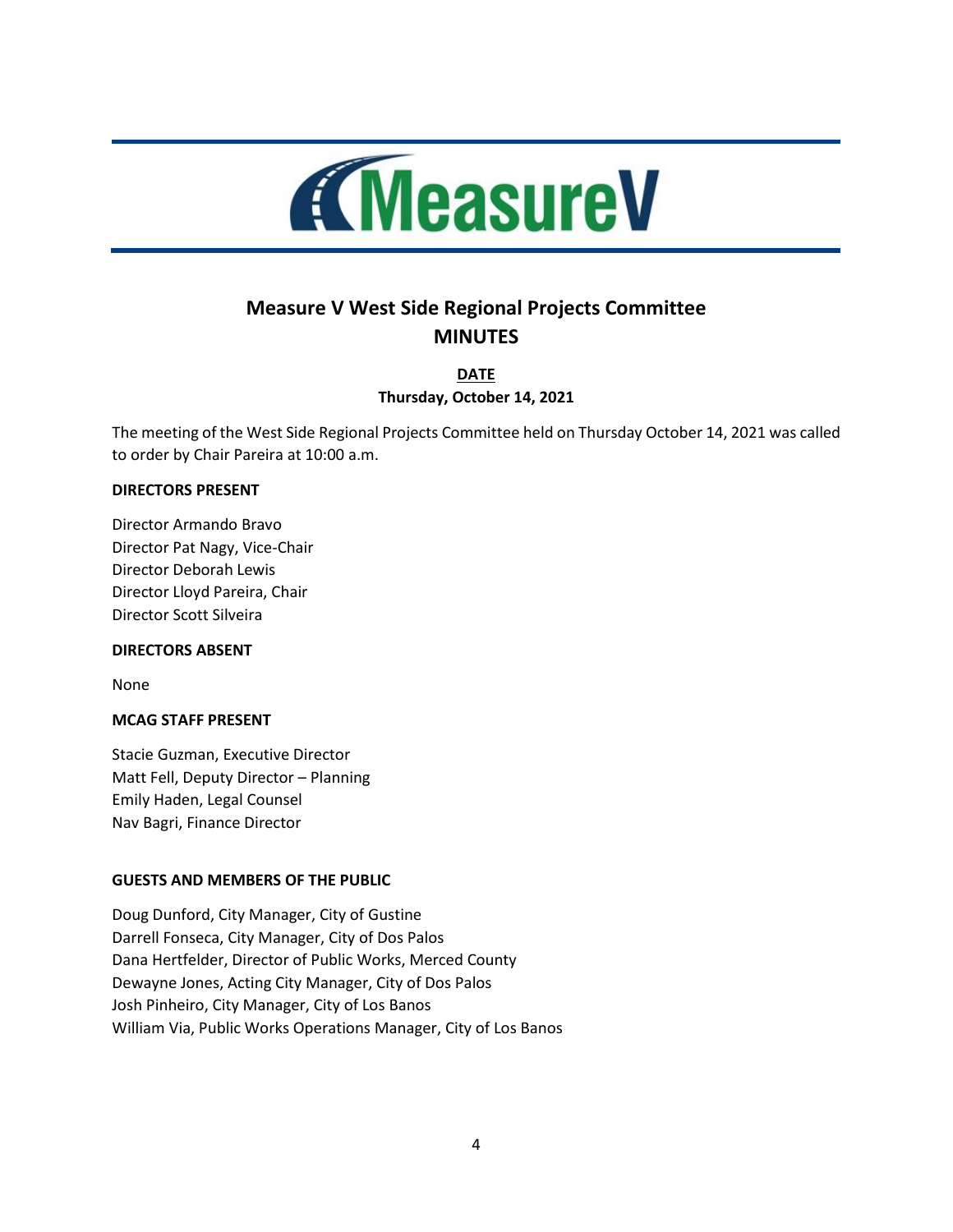MeasureV

# Measure V West Side Regional Projects Committee
# MINUTES

**DATE**

**Thursday, October 14, 2021**

The meeting of the West Side Regional Projects Committee held on Thursday October 14, 2021 was called to order by Chair Pareira at 10:00 a.m.

**DIRECTORS PRESENT**

Director Armando Bravo
Director Pat Nagy, Vice-Chair
Director Deborah Lewis
Director Lloyd Pareira, Chair
Director Scott Silveira

**DIRECTORS ABSENT**

None

**MCAG STAFF PRESENT**

Stacie Guzman, Executive Director
Matt Fell, Deputy Director – Planning
Emily Haden, Legal Counsel
Nav Bagri, Finance Director

**GUESTS AND MEMBERS OF THE PUBLIC**

Doug Dunford, City Manager, City of Gustine
Darrell Fonseca, City Manager, City of Dos Palos
Dana Hertfelder, Director of Public Works, Merced County
Dewayne Jones, Acting City Manager, City of Dos Palos
Josh Pinheiro, City Manager, City of Los Banos
William Via, Public Works Operations Manager, City of Los Banos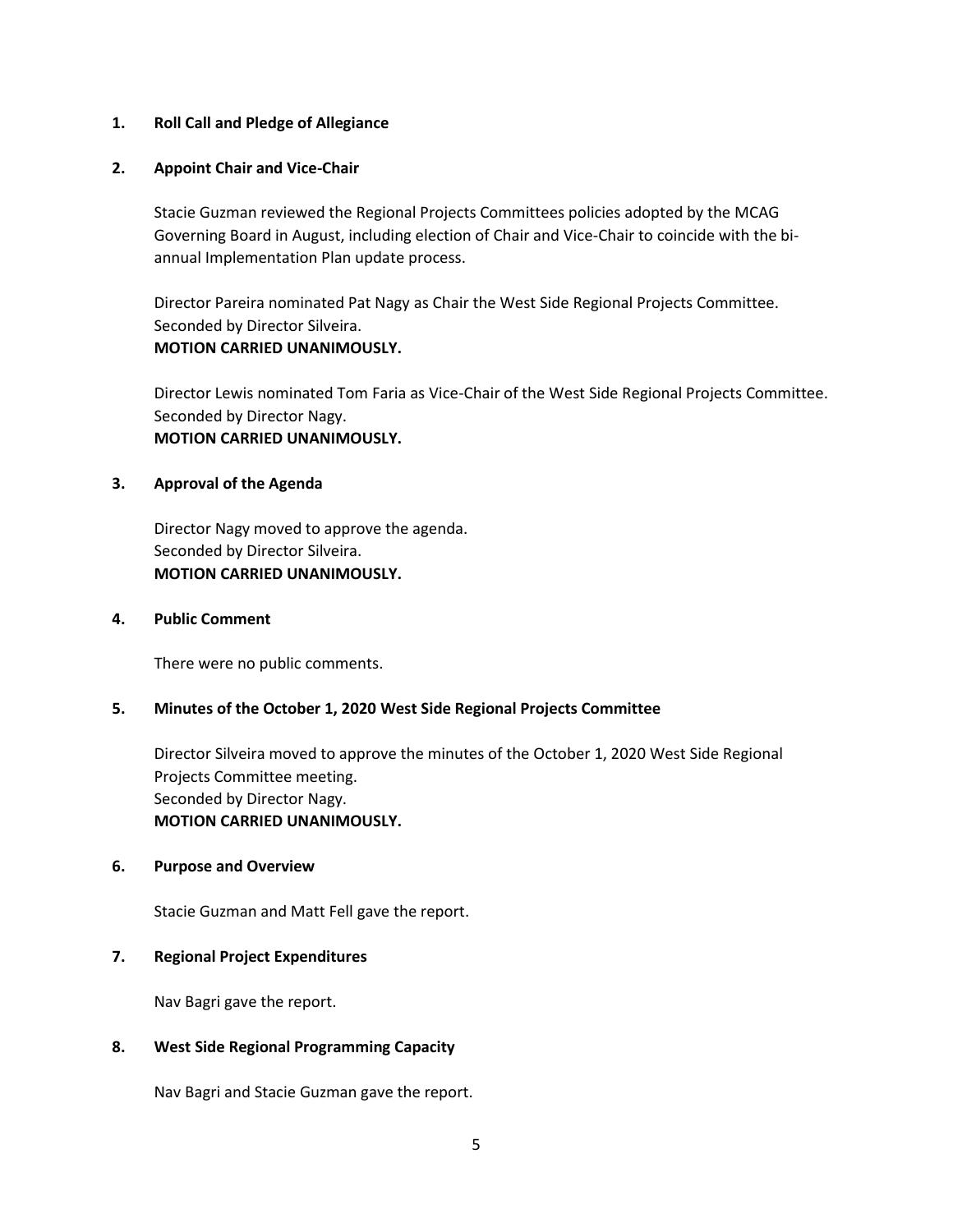**1. Roll Call and Pledge of Allegiance**

**2. Appoint Chair and Vice-Chair**

Stacie Guzman reviewed the Regional Projects Committees policies adopted by the MCAG Governing Board in August, including election of Chair and Vice-Chair to coincide with the bi-annual Implementation Plan update process.

Director Pareira nominated Pat Nagy as Chair the West Side Regional Projects Committee.
Seconded by Director Silveira.
**MOTION CARRIED UNANIMOUSLY.**

Director Lewis nominated Tom Faria as Vice-Chair of the West Side Regional Projects Committee.
Seconded by Director Nagy.
**MOTION CARRIED UNANIMOUSLY.**

**3. Approval of the Agenda**

Director Nagy moved to approve the agenda.
Seconded by Director Silveira.
**MOTION CARRIED UNANIMOUSLY.**

**4. Public Comment**

There were no public comments.

**5. Minutes of the October 1, 2020 West Side Regional Projects Committee**

Director Silveira moved to approve the minutes of the October 1, 2020 West Side Regional Projects Committee meeting.
Seconded by Director Nagy.
**MOTION CARRIED UNANIMOUSLY.**

**6. Purpose and Overview**

Stacie Guzman and Matt Fell gave the report.

**7. Regional Project Expenditures**

Nav Bagri gave the report.

**8. West Side Regional Programming Capacity**

Nav Bagri and Stacie Guzman gave the report.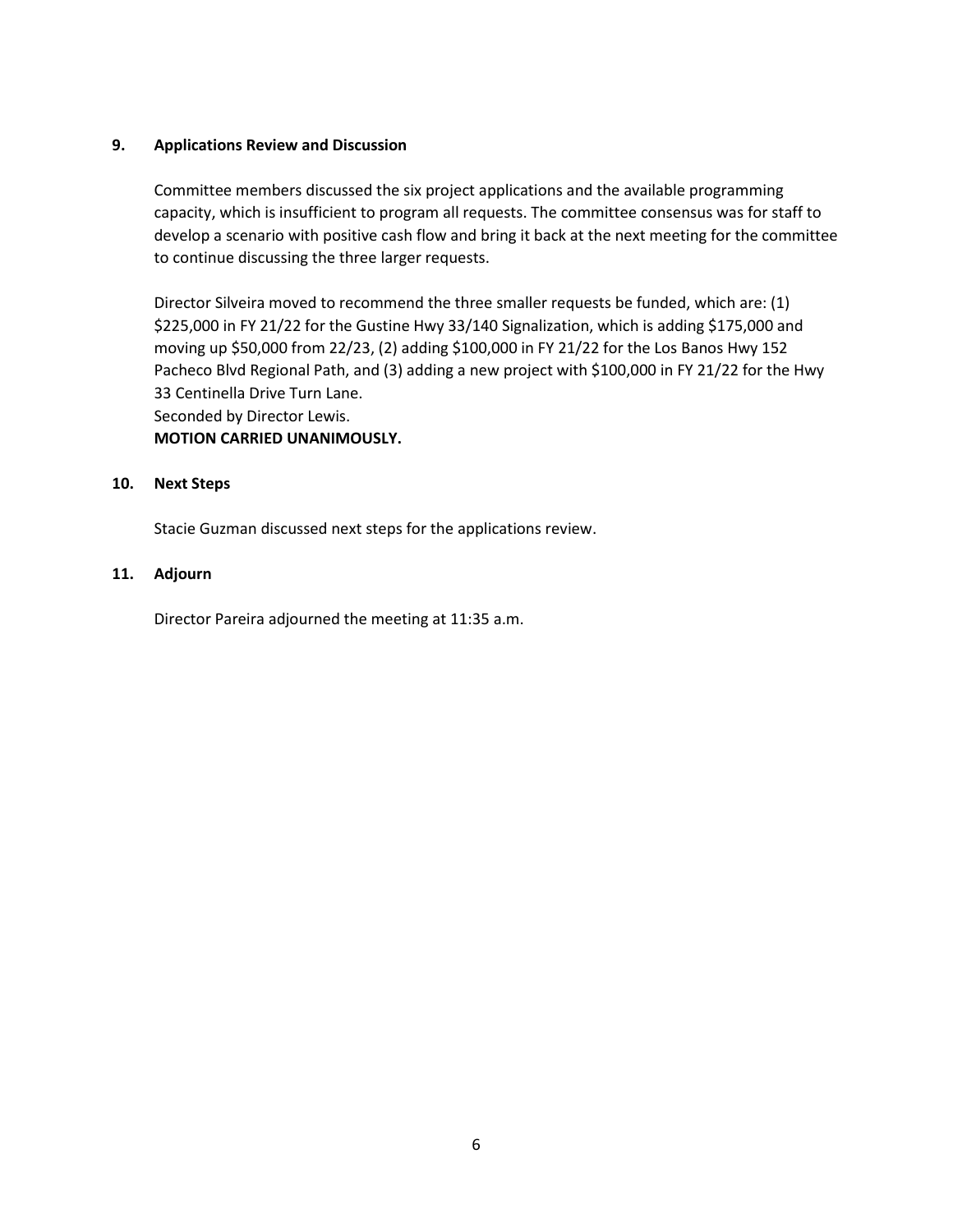**9. Applications Review and Discussion**

Committee members discussed the six project applications and the available programming capacity, which is insufficient to program all requests. The committee consensus was for staff to develop a scenario with positive cash flow and bring it back at the next meeting for the committee to continue discussing the three larger requests.

Director Silveira moved to recommend the three smaller requests be funded, which are: (1) $225,000 in FY 21/22 for the Gustine Hwy 33/140 Signalization, which is adding $175,000 and moving up $50,000 from 22/23, (2) adding $100,000 in FY 21/22 for the Los Banos Hwy 152 Pacheco Blvd Regional Path, and (3) adding a new project with $100,000 in FY 21/22 for the Hwy 33 Centinella Drive Turn Lane.
Seconded by Director Lewis.
**MOTION CARRIED UNANIMOUSLY.**

**10. Next Steps**

Stacie Guzman discussed next steps for the applications review.

**11. Adjourn**

Director Pareira adjourned the meeting at 11:35 a.m.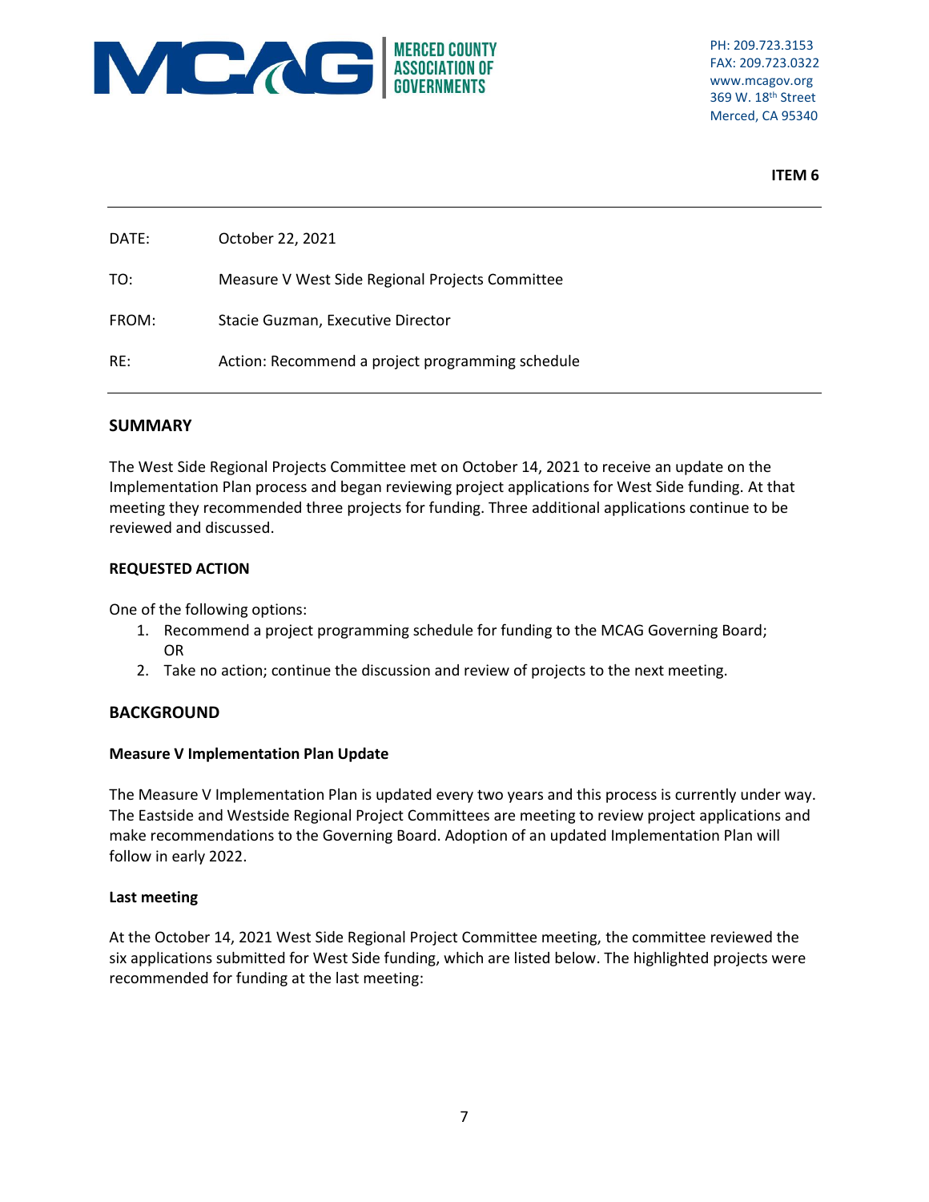MERCED COUNTY ASSOCIATION OF GOVERNMENTS

PH: 209.723.3153
FAX: 209.723.0322
www.mcagov.org
369 W. 18th Street
Merced, CA 95340

**ITEM 6**

| | |
|---|---|
| DATE: | October 22, 2021 |
| TO: | Measure V West Side Regional Projects Committee |
| FROM: | Stacie Guzman, Executive Director |
| RE: | Action: Recommend a project programming schedule |

## SUMMARY

The West Side Regional Projects Committee met on October 14, 2021 to receive an update on the Implementation Plan process and began reviewing project applications for West Side funding. At that meeting they recommended three projects for funding. Three additional applications continue to be reviewed and discussed.

### REQUESTED ACTION

One of the following options:

1. Recommend a project programming schedule for funding to the MCAG Governing Board; OR
2. Take no action; continue the discussion and review of projects to the next meeting.

## BACKGROUND

### Measure V Implementation Plan Update

The Measure V Implementation Plan is updated every two years and this process is currently under way. The Eastside and Westside Regional Project Committees are meeting to review project applications and make recommendations to the Governing Board. Adoption of an updated Implementation Plan will follow in early 2022.

### Last meeting

At the October 14, 2021 West Side Regional Project Committee meeting, the committee reviewed the six applications submitted for West Side funding, which are listed below. The highlighted projects were recommended for funding at the last meeting: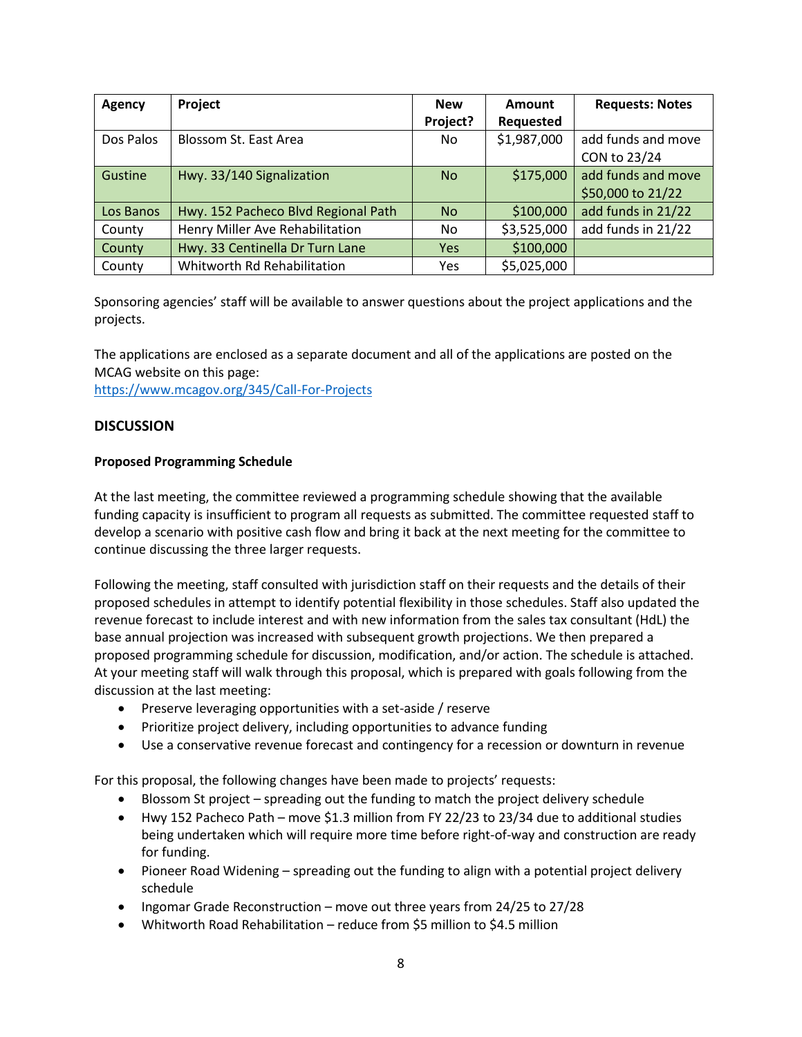| Agency | Project | New Project? | Amount Requested | Requests: Notes |
|---|---|---|---|---|
| Dos Palos | Blossom St. East Area | No | $1,987,000 | add funds and move CON to 23/24 |
| Gustine | Hwy. 33/140 Signalization | No | $175,000 | add funds and move $50,000 to 21/22 |
| Los Banos | Hwy. 152 Pacheco Blvd Regional Path | No | $100,000 | add funds in 21/22 |
| County | Henry Miller Ave Rehabilitation | No | $3,525,000 | add funds in 21/22 |
| County | Hwy. 33 Centinella Dr Turn Lane | Yes | $100,000 | |
| County | Whitworth Rd Rehabilitation | Yes | $5,025,000 | |

Sponsoring agencies' staff will be available to answer questions about the project applications and the projects.

The applications are enclosed as a separate document and all of the applications are posted on the MCAG website on this page:
https://www.mcagov.org/345/Call-For-Projects

## DISCUSSION

### Proposed Programming Schedule

At the last meeting, the committee reviewed a programming schedule showing that the available funding capacity is insufficient to program all requests as submitted. The committee requested staff to develop a scenario with positive cash flow and bring it back at the next meeting for the committee to continue discussing the three larger requests.

Following the meeting, staff consulted with jurisdiction staff on their requests and the details of their proposed schedules in attempt to identify potential flexibility in those schedules. Staff also updated the revenue forecast to include interest and with new information from the sales tax consultant (HdL) the base annual projection was increased with subsequent growth projections. We then prepared a proposed programming schedule for discussion, modification, and/or action. The schedule is attached. At your meeting staff will walk through this proposal, which is prepared with goals following from the discussion at the last meeting:

- Preserve leveraging opportunities with a set-aside / reserve
- Prioritize project delivery, including opportunities to advance funding
- Use a conservative revenue forecast and contingency for a recession or downturn in revenue

For this proposal, the following changes have been made to projects' requests:

- Blossom St project – spreading out the funding to match the project delivery schedule
- Hwy 152 Pacheco Path – move $1.3 million from FY 22/23 to 23/34 due to additional studies being undertaken which will require more time before right-of-way and construction are ready for funding.
- Pioneer Road Widening – spreading out the funding to align with a potential project delivery schedule
- Ingomar Grade Reconstruction – move out three years from 24/25 to 27/28
- Whitworth Road Rehabilitation – reduce from $5 million to $4.5 million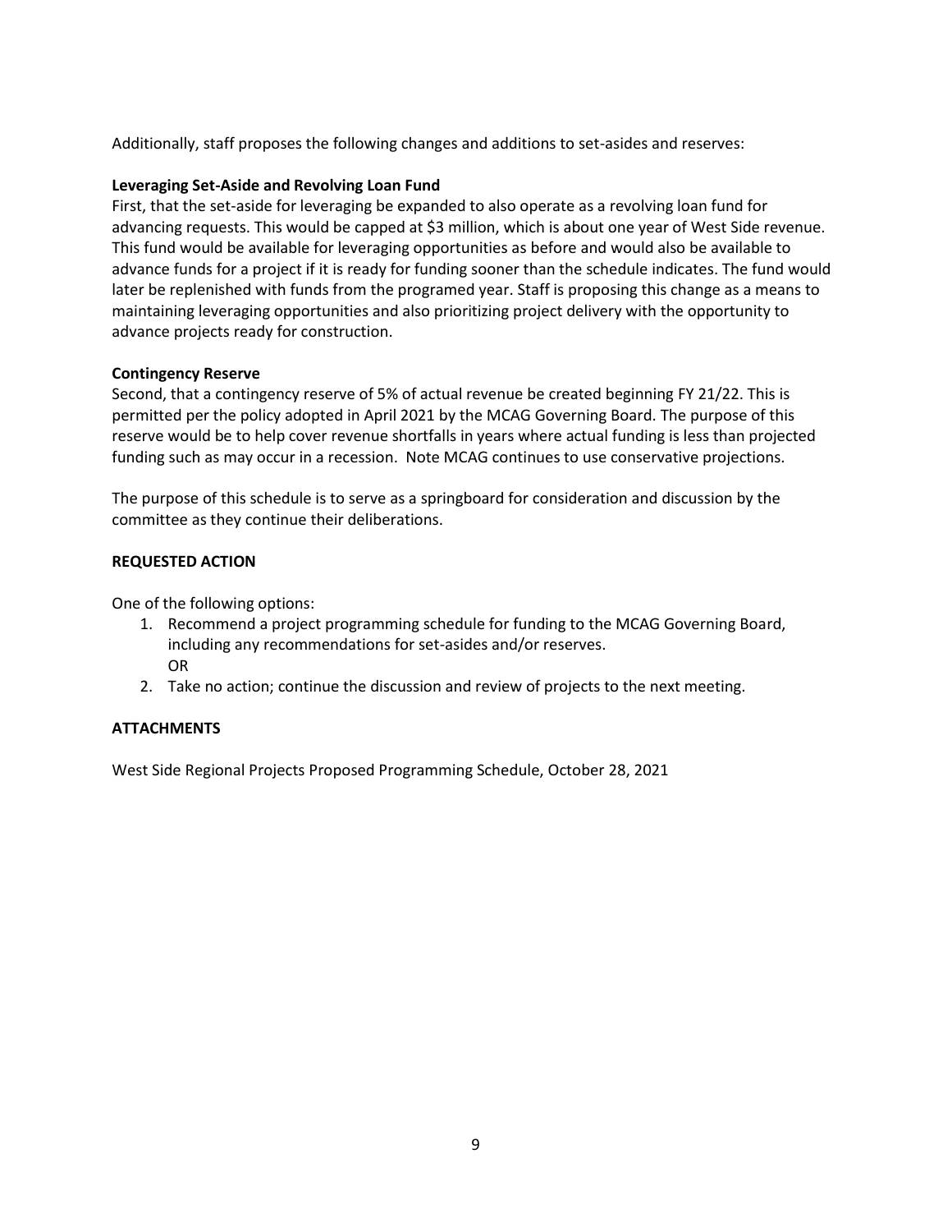Additionally, staff proposes the following changes and additions to set-asides and reserves:

**Leveraging Set-Aside and Revolving Loan Fund**

First, that the set-aside for leveraging be expanded to also operate as a revolving loan fund for advancing requests. This would be capped at $3 million, which is about one year of West Side revenue. This fund would be available for leveraging opportunities as before and would also be available to advance funds for a project if it is ready for funding sooner than the schedule indicates. The fund would later be replenished with funds from the programed year. Staff is proposing this change as a means to maintaining leveraging opportunities and also prioritizing project delivery with the opportunity to advance projects ready for construction.

**Contingency Reserve**

Second, that a contingency reserve of 5% of actual revenue be created beginning FY 21/22. This is permitted per the policy adopted in April 2021 by the MCAG Governing Board. The purpose of this reserve would be to help cover revenue shortfalls in years where actual funding is less than projected funding such as may occur in a recession. Note MCAG continues to use conservative projections.

The purpose of this schedule is to serve as a springboard for consideration and discussion by the committee as they continue their deliberations.

**REQUESTED ACTION**

One of the following options:

1. Recommend a project programming schedule for funding to the MCAG Governing Board, including any recommendations for set-asides and/or reserves.
   OR
2. Take no action; continue the discussion and review of projects to the next meeting.

**ATTACHMENTS**

West Side Regional Projects Proposed Programming Schedule, October 28, 2021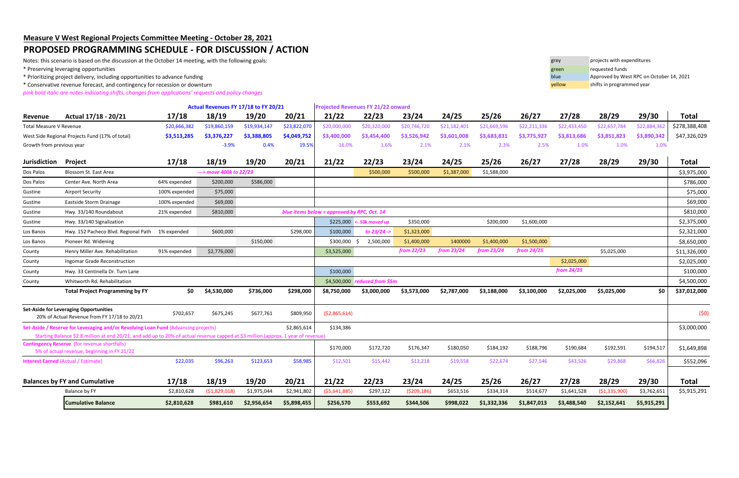**Measure V West Regional Projects Committee Meeting - October 28, 2021**

## PROPOSED PROGRAMMING SCHEDULE - FOR DISCUSSION / ACTION

Notes: this scenario is based on the discussion at the October 14 meeting, with the following goals:

* Preserving leveraging opportunities
* Prioritizing project delivery, including opportunities to advance funding
* Conservative revenue forecast, and contingency for recession or downturn

*pink bold italic are notes indicating shifts, changes from applications' requests and policy changes*

| Color | Meaning |
|---|---|
| grey | projects with expenditures |
| green | requested funds |
| blue | Approved by West RPC on October 14, 2021 |
| yellow | shifts in programmed year |

| | | Actual Revenues FY 17/18 to FY 20/21 | | | | Projected Revenues FY 21/22 onward | | | | | | | | | |
|---|---|---|---|---|---|---|---|---|---|---|---|---|---|---|---|
| **Revenue** | **Actual 17/18 - 20/21** | **17/18** | **18/19** | **19/20** | **20/21** | **21/22** | **22/23** | **23/24** | **24/25** | **25/26** | **26/27** | **27/28** | **28/29** | **29/30** | **Total** |
| Total Measure V Revenue | | $20,666,382 | $19,860,159 | $19,934,147 | $23,822,070 | $20,000,000 | $20,320,000 | $20,746,720 | $21,182,401 | $21,669,596 | $22,211,336 | $22,433,450 | $22,657,784 | $22,884,362 | $278,388,408 |
| West Side Regional Projects Fund (17% of total) | | **$3,513,285** | **$3,376,227** | **$3,388,805** | **$4,049,752** | **$3,400,000** | **$3,454,400** | **$3,526,942** | **$3,601,008** | **$3,683,831** | **$3,775,927** | **$3,813,686** | **$3,851,823** | **$3,890,342** | $47,326,029 |
| Growth from previous year | | | -3.9% | 0.4% | 19.5% | -16.0% | 1.6% | 2.1% | 2.1% | 2.3% | 2.5% | 1.0% | 1.0% | 1.0% | |
| **Jurisdiction** | **Project** | **17/18** | **18/19** | **19/20** | **20/21** | **21/22** | **22/23** | **23/24** | **24/25** | **25/26** | **26/27** | **27/28** | **28/29** | **29/30** | **Total** |
| Dos Palos | Blossom St. East Area | *---> move 400k to 22/23* | | | | | $500,000 | $500,000 | $1,387,000 | $1,588,000 | | | | | $3,975,000 |
| Dos Palos | Center Ave. North Area | 64% expended | $200,000 | $586,000 | | | | | | | | | | | $786,000 |
| Gustine | Airport Security | 100% expended | $75,000 | | | | | | | | | | | | $75,000 |
| Gustine | Eastside Storm Drainage | 100% expended | $69,000 | | | | | | | | | | | | $69,000 |
| Gustine | Hwy. 33/140 Roundabout | 21% expended | $810,000 | | *blue items below = approved by RPC, Oct. 14* | | | | | | | | | | $810,000 |
| Gustine | Hwy. 33/140 Signalization | | | | | $225,000 | *<- 50k moved up* | $350,000 | | $200,000 | $1,600,000 | | | | $2,375,000 |
| Los Banos | Hwy. 152 Pacheco Blvd. Regional Path | 1% expended | $600,000 | | $298,000 | $100,000 | *to 23/24 ->* | $1,323,000 | | | | | | | $2,321,000 |
| Los Banos | Pioneer Rd. Widening | | | $150,000 | | $300,000 | $ 2,500,000 | $1,400,000 | 1400000 | $1,400,000 | $1,500,000 | | | | $8,650,000 |
| County | Henry Miller Ave. Rehabilitation | 91% expended | $2,776,000 | | | $3,525,000 | | *from 22/23* | *from 23/24* | *from 23/24* | *from 24/25* | | $5,025,000 | | $11,326,000 |
| County | Ingomar Grade Reconstruction | | | | | | | | | | | $2,025,000 | | | $2,025,000 |
| County | Hwy. 33 Centinella Dr. Turn Lane | | | | | $100,000 | | | | | | *from 24/25* | | | $100,000 |
| County | Whitworth Rd. Rehabilitation | | | | | $4,500,000 | *reduced from $5m* | | | | | | | | $4,500,000 |
| | **Total Project Programming by FY** | **$0** | **$4,530,000** | **$736,000** | **$298,000** | **$8,750,000** | **$3,000,000** | **$3,573,000** | **$2,787,000** | **$3,188,000** | **$3,100,000** | **$2,025,000** | **$5,025,000** | **$0** | **$37,012,000** |
| **Set-Aside for Leveraging Opportunities** 20% of Actual Revenue from FY 17/18 to 20/21 | | $702,657 | $675,245 | $677,761 | $809,950 | ($2,865,614) | | | | | | | | | ($0) |
| **Set-Aside / Reserve for Leveraging and/or Revolving Loan Fund** (Advancing projects) Starting Balance $2.8 million at end 20/21, and add up to 20% of actual revenue capped at $3 million (approx. 1 year of revenue) | | | | | $2,865,614 | $134,386 | | | | | | | | | $3,000,000 |
| **Contingency Reserve** (for revenue shortfalls) 5% of actual revenue, beginning in FY 21/22 | | | | | | $170,000 | $172,720 | $176,347 | $180,050 | $184,192 | $188,796 | $190,684 | $192,591 | $194,517 | $1,649,898 |
| **Interest Earned** (Actual / Estimate) | | $22,035 | $96,263 | $123,653 | $58,985 | $12,501 | $15,442 | $13,218 | $19,558 | $22,674 | $27,546 | $43,526 | $29,868 | $66,826 | $552,096 |
| **Balances by FY and Cumulative** | | **17/18** | **18/19** | **19/20** | **20/21** | **21/22** | **22/23** | **23/24** | **24/25** | **25/26** | **26/27** | **27/28** | **28/29** | **29/30** | **Total** |
| | Balance by FY | $2,810,628 | ($1,829,018) | $1,975,044 | $2,941,802 | ($5,641,885) | $297,122 | ($209,186) | $653,516 | $334,314 | $514,677 | $1,641,528 | ($1,335,900) | $3,762,651 | $5,915,291 |
| | **Cumulative Balance** | **$2,810,628** | **$981,610** | **$2,956,654** | **$5,898,455** | **$256,570** | **$553,692** | **$344,506** | **$998,022** | **$1,332,336** | **$1,847,013** | **$3,488,540** | **$2,152,641** | **$5,915,291** | |